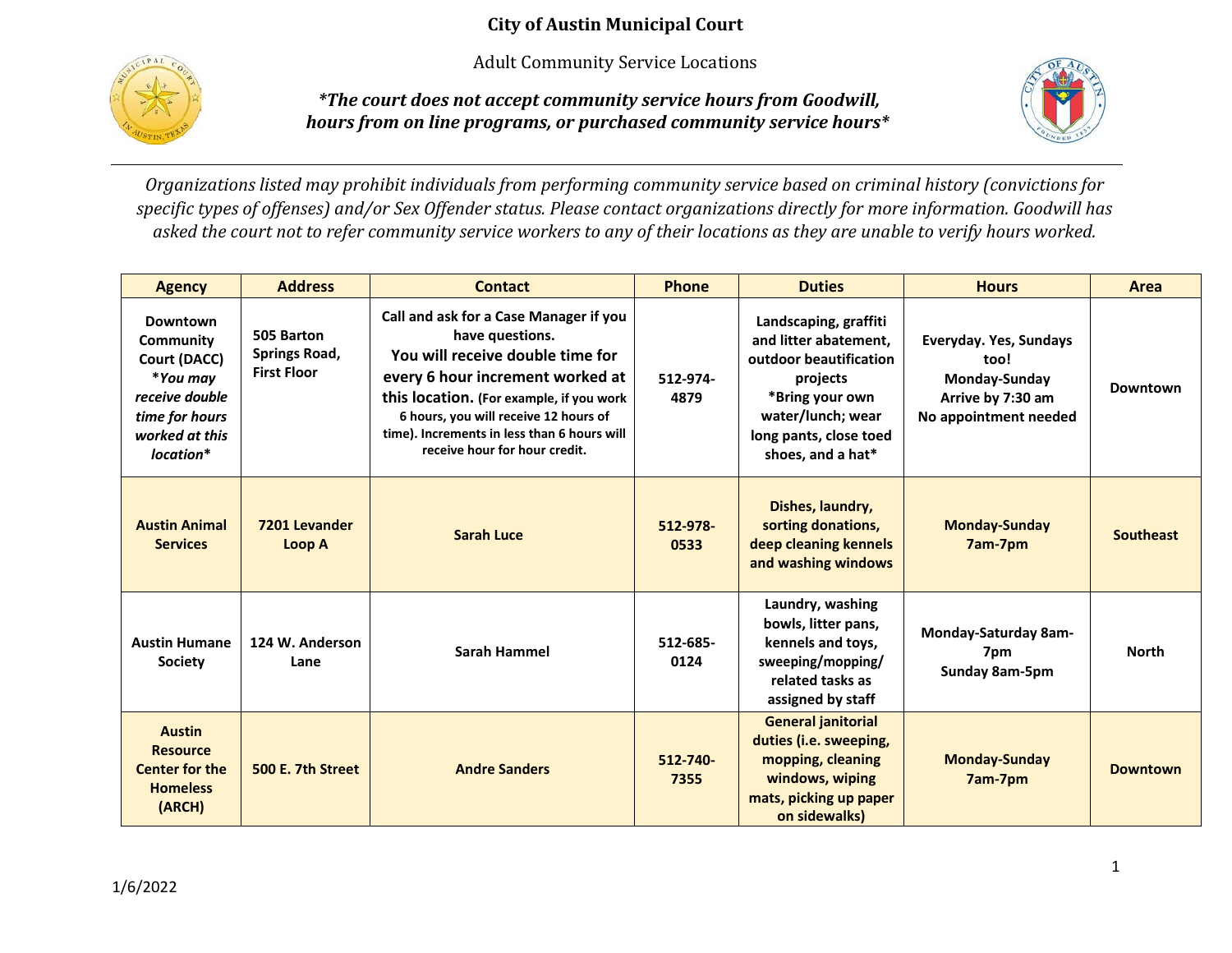# City of Austin Municipal Court

Adult Community Service Locations

***The court does not accept community service hours from Goodwill, hours from on line programs, or purchased community service hours***

*Organizations listed may prohibit individuals from performing community service based on criminal history (convictions for specific types of offenses) and/or Sex Offender status. Please contact organizations directly for more information. Goodwill has asked the court not to refer community service workers to any of their locations as they are unable to verify hours worked.*

| Agency | Address | Contact | Phone | Duties | Hours | Area |
|---|---|---|---|---|---|---|
| **Downtown Community Court (DACC)** ***You may receive double time for hours worked at this location*** | **505 Barton Springs Road, First Floor** | **Call and ask for a Case Manager if you have questions. You will receive double time for every 6 hour increment worked at this location. (For example, if you work 6 hours, you will receive 12 hours of time). Increments in less than 6 hours will receive hour for hour credit.** | **512-974-4879** | **Landscaping, graffiti and litter abatement, outdoor beautification projects *Bring your own water/lunch; wear long pants, close toed shoes, and a hat*** | **Everyday. Yes, Sundays too! Monday-Sunday Arrive by 7:30 am No appointment needed** | **Downtown** |
| **Austin Animal Services** | **7201 Levander Loop A** | **Sarah Luce** | **512-978-0533** | **Dishes, laundry, sorting donations, deep cleaning kennels and washing windows** | **Monday-Sunday 7am-7pm** | **Southeast** |
| **Austin Humane Society** | **124 W. Anderson Lane** | **Sarah Hammel** | **512-685-0124** | **Laundry, washing bowls, litter pans, kennels and toys, sweeping/mopping/ related tasks as assigned by staff** | **Monday-Saturday 8am-7pm Sunday 8am-5pm** | **North** |
| **Austin Resource Center for the Homeless (ARCH)** | **500 E. 7th Street** | **Andre Sanders** | **512-740-7355** | **General janitorial duties (i.e. sweeping, mopping, cleaning windows, wiping mats, picking up paper on sidewalks)** | **Monday-Sunday 7am-7pm** | **Downtown** |

1/6/2022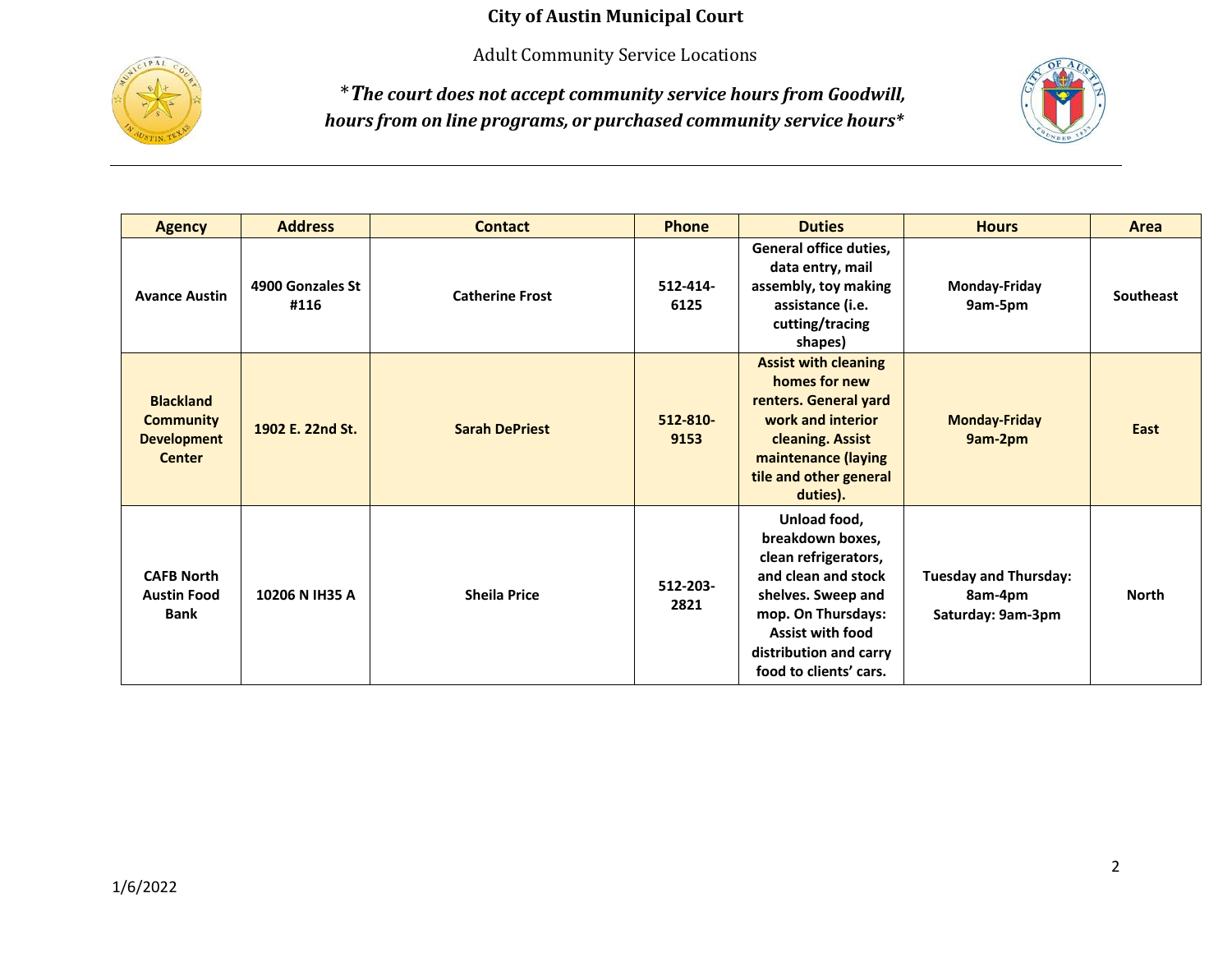# City of Austin Municipal Court

Adult Community Service Locations

***The court does not accept community service hours from Goodwill, hours from on line programs, or purchased community service hours****

| Agency | Address | Contact | Phone | Duties | Hours | Area |
|---|---|---|---|---|---|---|
| **Avance Austin** | **4900 Gonzales St #116** | **Catherine Frost** | **512-414-6125** | **General office duties, data entry, mail assembly, toy making assistance (i.e. cutting/tracing shapes)** | **Monday-Friday 9am-5pm** | **Southeast** |
| **Blackland Community Development Center** | **1902 E. 22nd St.** | **Sarah DePriest** | **512-810-9153** | **Assist with cleaning homes for new renters. General yard work and interior cleaning. Assist maintenance (laying tile and other general duties).** | **Monday-Friday 9am-2pm** | **East** |
| **CAFB North Austin Food Bank** | **10206 N IH35 A** | **Sheila Price** | **512-203-2821** | **Unload food, breakdown boxes, clean refrigerators, and clean and stock shelves. Sweep and mop. On Thursdays: Assist with food distribution and carry food to clients' cars.** | **Tuesday and Thursday: 8am-4pm Saturday: 9am-3pm** | **North** |

1/6/2022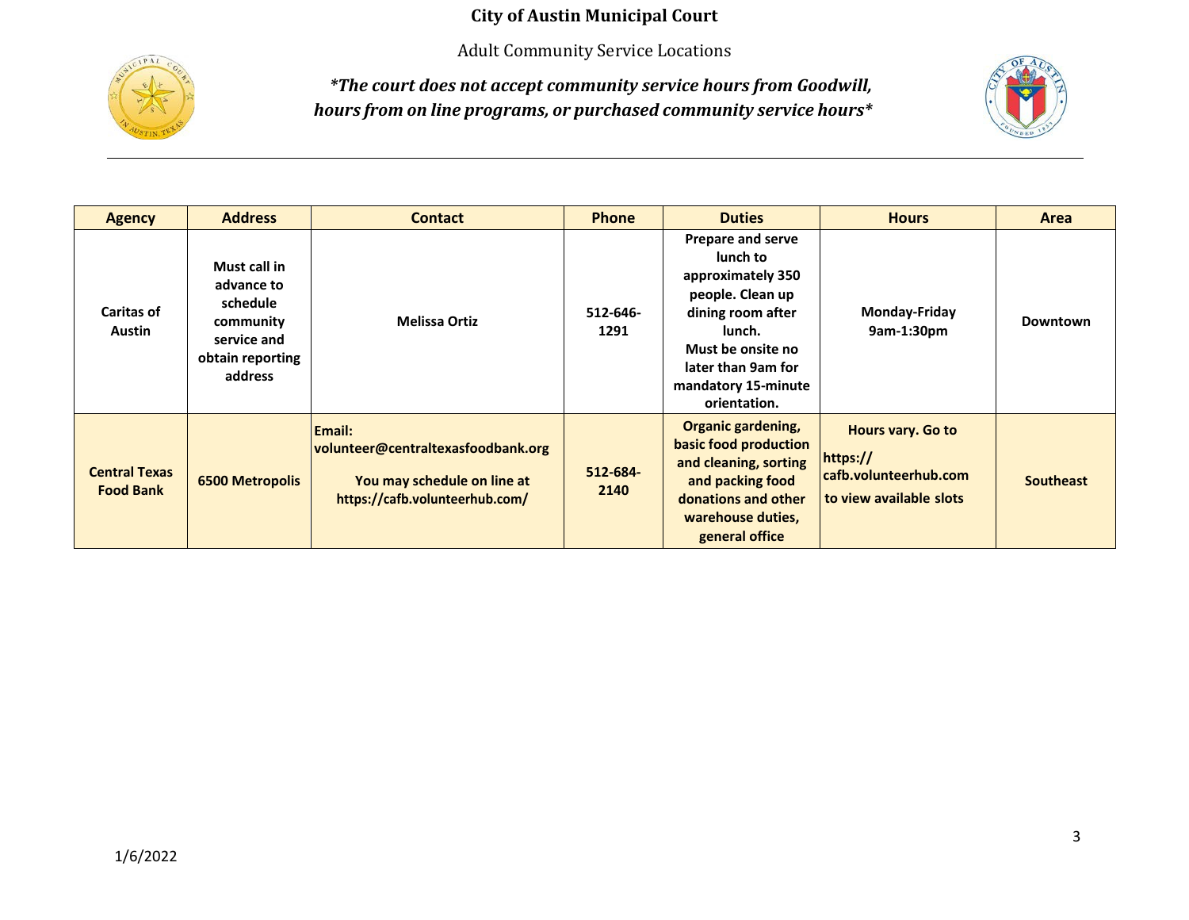# City of Austin Municipal Court

Adult Community Service Locations

***The court does not accept community service hours from Goodwill, hours from on line programs, or purchased community service hours***

| Agency | Address | Contact | Phone | Duties | Hours | Area |
|---|---|---|---|---|---|---|
| **Caritas of Austin** | **Must call in advance to schedule community service and obtain reporting address** | **Melissa Ortiz** | **512-646-1291** | **Prepare and serve lunch to approximately 350 people. Clean up dining room after lunch. Must be onsite no later than 9am for mandatory 15-minute orientation.** | **Monday-Friday 9am-1:30pm** | **Downtown** |
| **Central Texas Food Bank** | **6500 Metropolis** | **Email: volunteer@centraltexasfoodbank.org You may schedule on line at https://cafb.volunteerhub.com/** | **512-684-2140** | **Organic gardening, basic food production and cleaning, sorting and packing food donations and other warehouse duties, general office** | **Hours vary. Go to https:// cafb.volunteerhub.com to view available slots** | **Southeast** |

1/6/2022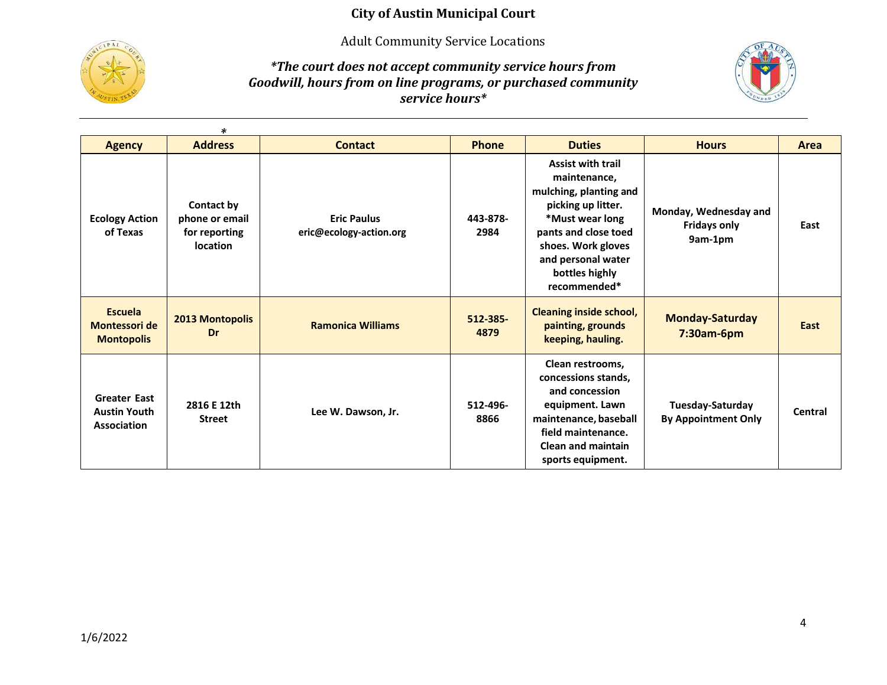# City of Austin Municipal Court

Adult Community Service Locations

***The court does not accept community service hours from Goodwill, hours from on line programs, or purchased community service hours***

| Agency | Address* | Contact | Phone | Duties | Hours | Area |
|---|---|---|---|---|---|---|
| **Ecology Action of Texas** | **Contact by phone or email for reporting location** | **Eric Paulus eric@ecology-action.org** | **443-878-2984** | **Assist with trail maintenance, mulching, planting and picking up litter. *Must wear long pants and close toed shoes. Work gloves and personal water bottles highly recommended*** | **Monday, Wednesday and Fridays only 9am-1pm** | **East** |
| **Escuela Montessori de Montopolis** | **2013 Montopolis Dr** | **Ramonica Williams** | **512-385-4879** | **Cleaning inside school, painting, grounds keeping, hauling.** | **Monday-Saturday 7:30am-6pm** | **East** |
| **Greater East Austin Youth Association** | **2816 E 12th Street** | **Lee W. Dawson, Jr.** | **512-496-8866** | **Clean restrooms, concessions stands, and concession equipment. Lawn maintenance, baseball field maintenance. Clean and maintain sports equipment.** | **Tuesday-Saturday By Appointment Only** | **Central** |

1/6/2022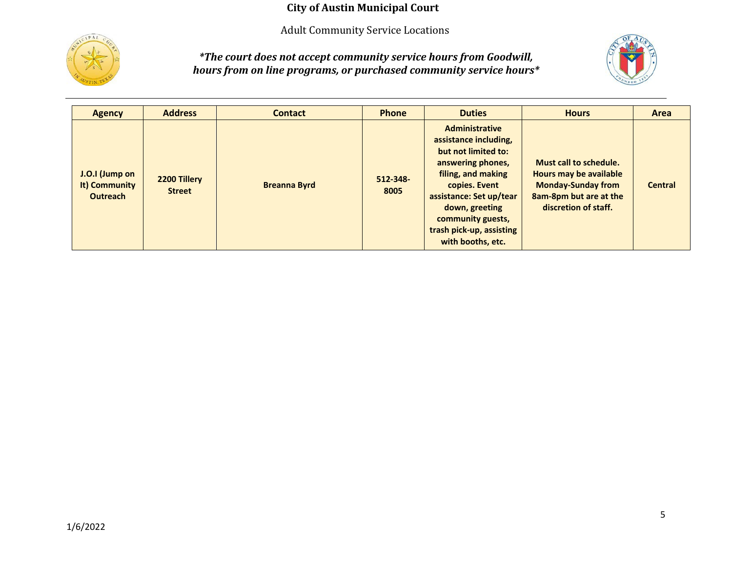**City of Austin Municipal Court**

Adult Community Service Locations

***The court does not accept community service hours from Goodwill, hours from on line programs, or purchased community service hours***

| Agency | Address | Contact | Phone | Duties | Hours | Area |
|---|---|---|---|---|---|---|
| J.O.I (Jump on It) Community Outreach | 2200 Tillery Street | Breanna Byrd | 512-348-8005 | Administrative assistance including, but not limited to: answering phones, filing, and making copies. Event assistance: Set up/tear down, greeting community guests, trash pick-up, assisting with booths, etc. | Must call to schedule. Hours may be available Monday-Sunday from 8am-8pm but are at the discretion of staff. | Central |

1/6/2022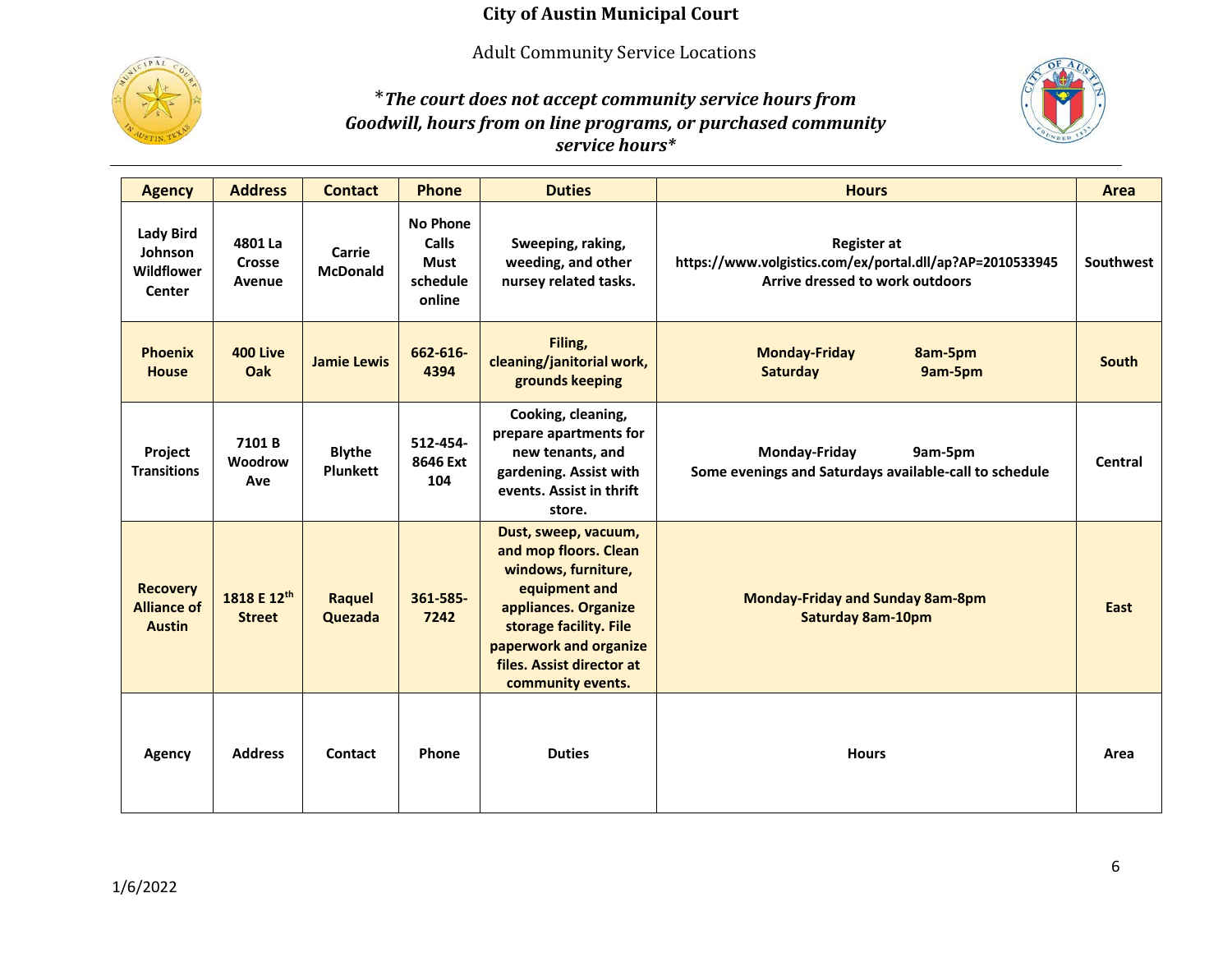# City of Austin Municipal Court

Adult Community Service Locations

***The court does not accept community service hours from Goodwill, hours from on line programs, or purchased community service hours***

| Agency | Address | Contact | Phone | Duties | Hours | Area |
|---|---|---|---|---|---|---|
| **Lady Bird Johnson Wildflower Center** | **4801 La Crosse Avenue** | **Carrie McDonald** | **No Phone Calls Must schedule online** | **Sweeping, raking, weeding, and other nursey related tasks.** | **Register at https://www.volgistics.com/ex/portal.dll/ap?AP=2010533945 Arrive dressed to work outdoors** | **Southwest** |
| **Phoenix House** | **400 Live Oak** | **Jamie Lewis** | **662-616-4394** | **Filing, cleaning/janitorial work, grounds keeping** | **Monday-Friday 8am-5pm Saturday 9am-5pm** | **South** |
| **Project Transitions** | **7101 B Woodrow Ave** | **Blythe Plunkett** | **512-454-8646 Ext 104** | **Cooking, cleaning, prepare apartments for new tenants, and gardening. Assist with events. Assist in thrift store.** | **Monday-Friday 9am-5pm Some evenings and Saturdays available-call to schedule** | **Central** |
| **Recovery Alliance of Austin** | **1818 E 12th Street** | **Raquel Quezada** | **361-585-7242** | **Dust, sweep, vacuum, and mop floors. Clean windows, furniture, equipment and appliances. Organize storage facility. File paperwork and organize files. Assist director at community events.** | **Monday-Friday and Sunday 8am-8pm Saturday 8am-10pm** | **East** |
| **Agency** | **Address** | **Contact** | **Phone** | **Duties** | **Hours** | **Area** |

1/6/2022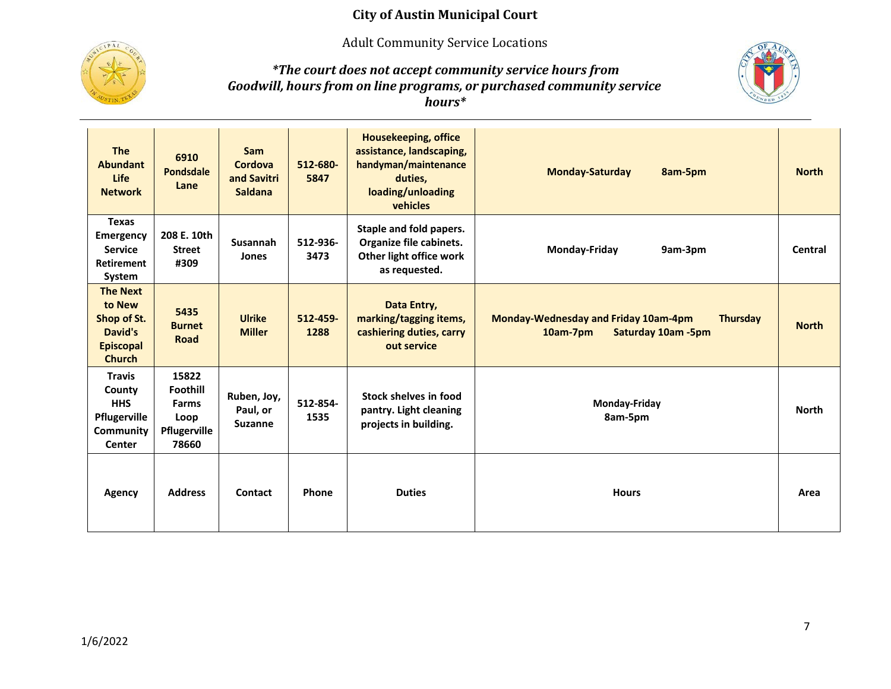# City of Austin Municipal Court

Adult Community Service Locations

***The court does not accept community service hours from Goodwill, hours from on line programs, or purchased community service hours***

| The Abundant Life Network | 6910 Pondsdale Lane | Sam Cordova and Savitri Saldana | 512-680-5847 | Housekeeping, office assistance, landscaping, handyman/maintenance duties, loading/unloading vehicles | Monday-Saturday 8am-5pm | North |
|---|---|---|---|---|---|---|
| Texas Emergency Service Retirement System | 208 E. 10th Street #309 | Susannah Jones | 512-936-3473 | Staple and fold papers. Organize file cabinets. Other light office work as requested. | Monday-Friday 9am-3pm | Central |
| The Next to New Shop of St. David's Episcopal Church | 5435 Burnet Road | Ulrike Miller | 512-459-1288 | Data Entry, marking/tagging items, cashiering duties, carry out service | Monday-Wednesday and Friday 10am-4pm Thursday 10am-7pm Saturday 10am -5pm | North |
| Travis County HHS Pflugerville Community Center | 15822 Foothill Farms Loop Pflugerville 78660 | Ruben, Joy, Paul, or Suzanne | 512-854-1535 | Stock shelves in food pantry. Light cleaning projects in building. | Monday-Friday 8am-5pm | North |
| **Agency** | **Address** | **Contact** | **Phone** | **Duties** | **Hours** | **Area** |

1/6/2022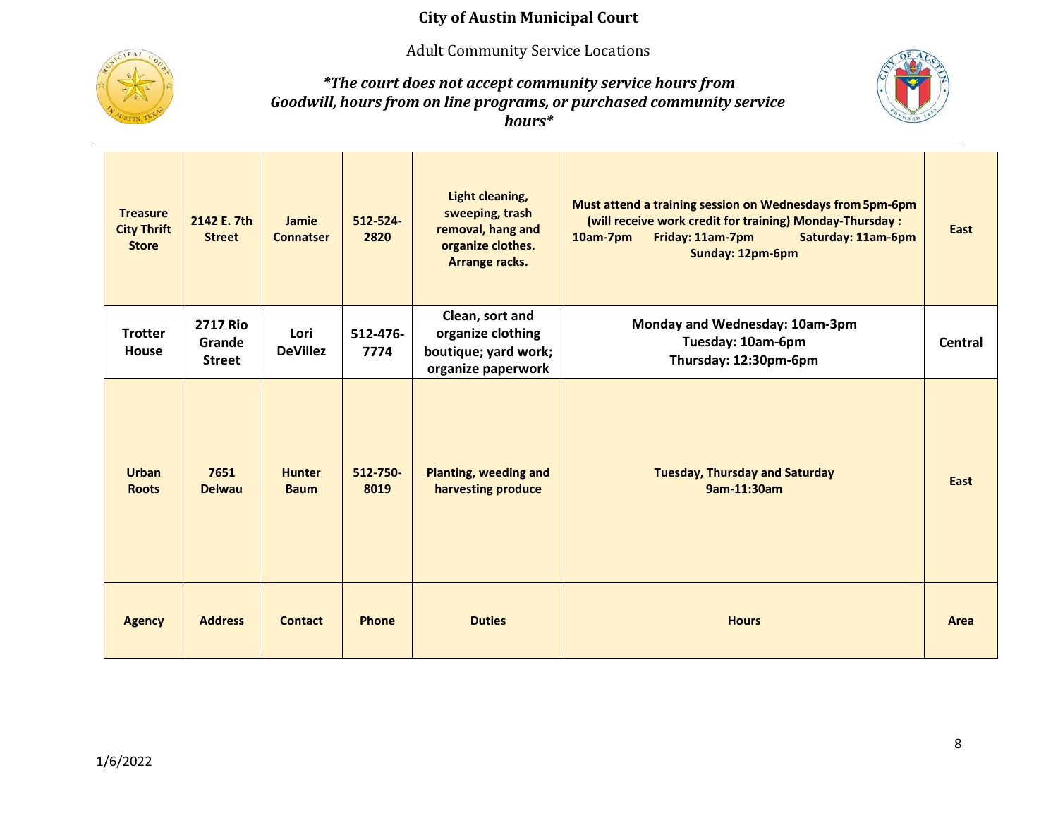# City of Austin Municipal Court

Adult Community Service Locations

***The court does not accept community service hours from Goodwill, hours from on line programs, or purchased community service hours***

| Agency | Address | Contact | Phone | Duties | Hours | Area |
|---|---|---|---|---|---|---|
| **Treasure City Thrift Store** | **2142 E. 7th Street** | **Jamie Connatser** | **512-524-2820** | **Light cleaning, sweeping, trash removal, hang and organize clothes. Arrange racks.** | **Must attend a training session on Wednesdays from 5pm-6pm (will receive work credit for training) Monday-Thursday : 10am-7pm Friday: 11am-7pm Saturday: 11am-6pm Sunday: 12pm-6pm** | **East** |
| **Trotter House** | **2717 Rio Grande Street** | **Lori DeVillez** | **512-476-7774** | **Clean, sort and organize clothing boutique; yard work; organize paperwork** | **Monday and Wednesday: 10am-3pm Tuesday: 10am-6pm Thursday: 12:30pm-6pm** | **Central** |
| **Urban Roots** | **7651 Delwau** | **Hunter Baum** | **512-750-8019** | **Planting, weeding and harvesting produce** | **Tuesday, Thursday and Saturday 9am-11:30am** | **East** |
| **Agency** | **Address** | **Contact** | **Phone** | **Duties** | **Hours** | **Area** |

1/6/2022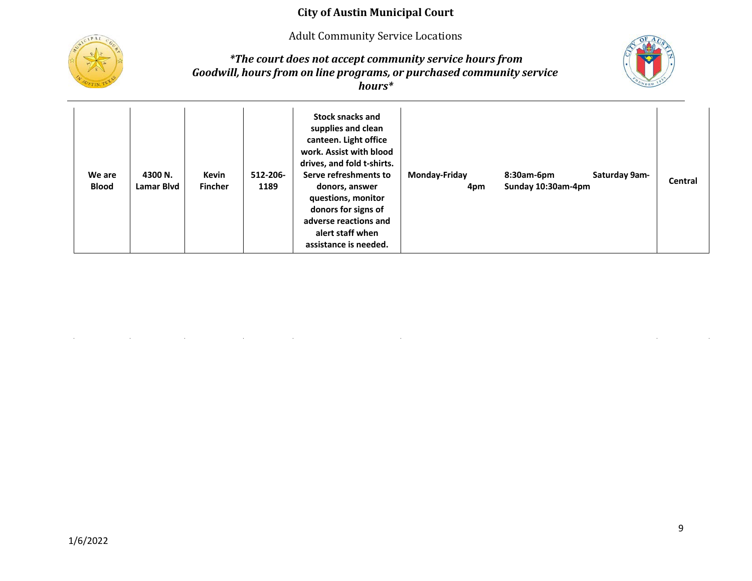# City of Austin Municipal Court

Adult Community Service Locations

***The court does not accept community service hours from Goodwill, hours from on line programs, or purchased community service hours***

| | | | | | | |
|---|---|---|---|---|---|---|
| **We are Blood** | **4300 N. Lamar Blvd** | **Kevin Fincher** | **512-206-1189** | **Stock snacks and supplies and clean canteen. Light office work. Assist with blood drives, and fold t-shirts. Serve refreshments to donors, answer questions, monitor donors for signs of adverse reactions and alert staff when assistance is needed.** | **Monday-Friday 8:30am-6pm Saturday 9am-4pm Sunday 10:30am-4pm** | **Central** |

1/6/2022